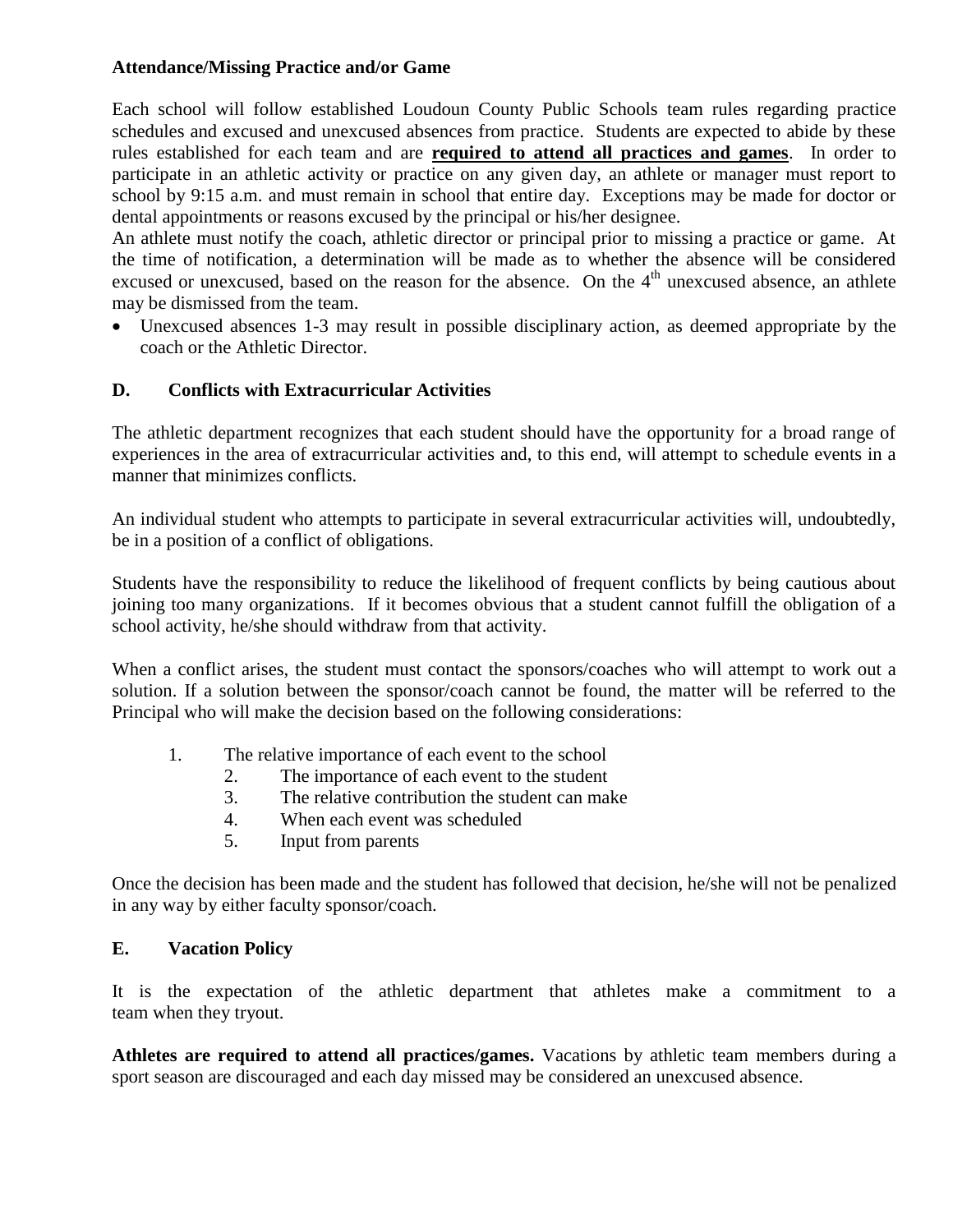**Attendance/Missing Practice and/or Game**

Each school will follow established Loudoun County Public Schools team rules regarding practice schedules and excused and unexcused absences from practice. Students are expected to abide by these rules established for each team and are **required to attend all practices and games**. In order to participate in an athletic activity or practice on any given day, an athlete or manager must report to school by 9:15 a.m. and must remain in school that entire day. Exceptions may be made for doctor or dental appointments or reasons excused by the principal or his/her designee.

An athlete must notify the coach, athletic director or principal prior to missing a practice or game. At the time of notification, a determination will be made as to whether the absence will be considered excused or unexcused, based on the reason for the absence. On the 4th unexcused absence, an athlete may be dismissed from the team.

- Unexcused absences 1-3 may result in possible disciplinary action, as deemed appropriate by the coach or the Athletic Director.

## D. Conflicts with Extracurricular Activities

The athletic department recognizes that each student should have the opportunity for a broad range of experiences in the area of extracurricular activities and, to this end, will attempt to schedule events in a manner that minimizes conflicts.

An individual student who attempts to participate in several extracurricular activities will, undoubtedly, be in a position of a conflict of obligations.

Students have the responsibility to reduce the likelihood of frequent conflicts by being cautious about joining too many organizations. If it becomes obvious that a student cannot fulfill the obligation of a school activity, he/she should withdraw from that activity.

When a conflict arises, the student must contact the sponsors/coaches who will attempt to work out a solution. If a solution between the sponsor/coach cannot be found, the matter will be referred to the Principal who will make the decision based on the following considerations:

1. The relative importance of each event to the school
2. The importance of each event to the student
3. The relative contribution the student can make
4. When each event was scheduled
5. Input from parents

Once the decision has been made and the student has followed that decision, he/she will not be penalized in any way by either faculty sponsor/coach.

## E. Vacation Policy

It is the expectation of the athletic department that athletes make a commitment to a team when they tryout.

**Athletes are required to attend all practices/games.** Vacations by athletic team members during a sport season are discouraged and each day missed may be considered an unexcused absence.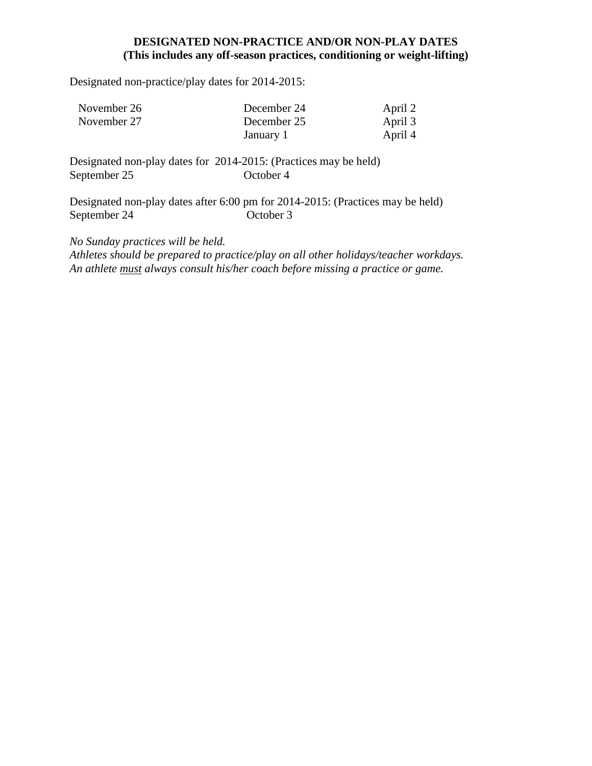**DESIGNATED NON-PRACTICE AND/OR NON-PLAY DATES**
**(This includes any off-season practices, conditioning or weight-lifting)**

Designated non-practice/play dates for 2014-2015:

| | | |
|---|---|---|
| November 26 | December 24 | April 2 |
| November 27 | December 25 | April 3 |
| | January 1 | April 4 |

Designated non-play dates for 2014-2015: (Practices may be held)

| | |
|---|---|
| September 25 | October 4 |

Designated non-play dates after 6:00 pm for 2014-2015: (Practices may be held)

| | |
|---|---|
| September 24 | October 3 |

*No Sunday practices will be held.*
*Athletes should be prepared to practice/play on all other holidays/teacher workdays.*
*An athlete must always consult his/her coach before missing a practice or game.*